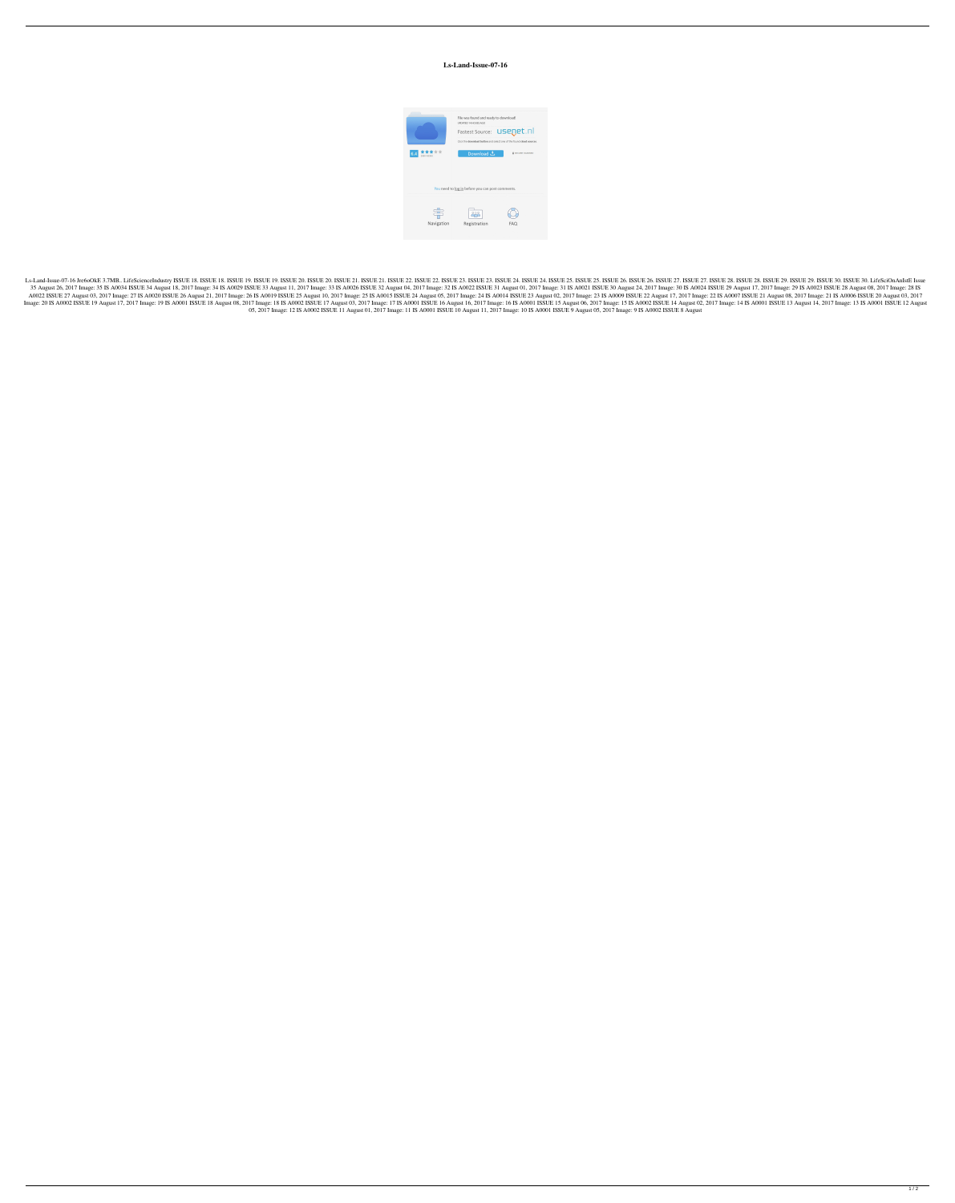# Ls-Land-Issue-07-16

Ls-Land-Issue-07-16 Jre6oOkE 3.7MB.. LifeScienceIndustry ISSUE 18. ISSUE 18. ISSUE 19. ISSUE 19. ISSUE 20. ISSUE 20. ISSUE 21. ISSUE 21. ISSUE 22. ISSUE 22. ISSUE 23. ISSUE 23. ISSUE 24. ISSUE 24. ISSUE 25. ISSUE 25. ISSUE 26. ISSUE 26. ISSUE 27. ISSUE 27. ISSUE 28. ISSUE 28. ISSUE 29. ISSUE 29. ISSUE 30. ISSUE 30. LifeSciOnAnIstE Issue 35 August 26, 2017 Image: 35 IS A0034 ISSUE 34 August 18, 2017 Image: 34 IS A0029 ISSUE 33 August 11, 2017 Image: 33 IS A0026 ISSUE 32 August 04, 2017 Image: 32 IS A0022 ISSUE 31 August 01, 2017 Image: 31 IS A0021 ISSUE 30 August 24, 2017 Image: 30 IS A0024 ISSUE 29 August 17, 2017 Image: 29 IS A0023 ISSUE 28 August 08, 2017 Image: 28 IS A0022 ISSUE 27 August 03, 2017 Image: 27 IS A0020 ISSUE 26 August 21, 2017 Image: 26 IS A0019 ISSUE 25 August 10, 2017 Image: 25 IS A0015 ISSUE 24 August 05, 2017 Image: 24 IS A0014 ISSUE 23 August 02, 2017 Image: 23 IS A0009 ISSUE 22 August 17, 2017 Image: 22 IS A0007 ISSUE 21 August 08, 2017 Image: 21 IS A0006 ISSUE 20 August 03, 2017 Image: 20 IS A0002 ISSUE 19 August 17, 2017 Image: 19 IS A0001 ISSUE 18 August 08, 2017 Image: 18 IS A0002 ISSUE 17 August 03, 2017 Image: 17 IS A0001 ISSUE 16 August 16, 2017 Image: 16 IS A0001 ISSUE 15 August 06, 2017 Image: 15 IS A0002 ISSUE 14 August 02, 2017 Image: 14 IS A0001 ISSUE 13 August 14, 2017 Image: 13 IS A0001 ISSUE 12 August 05, 2017 Image: 12 IS A0002 ISSUE 11 August 01, 2017 Image: 11 IS A0001 ISSUE 10 August 11, 2017 Image: 10 IS A0001 ISSUE 9 August 05, 2017 Image: 9 IS A0002 ISSUE 8 August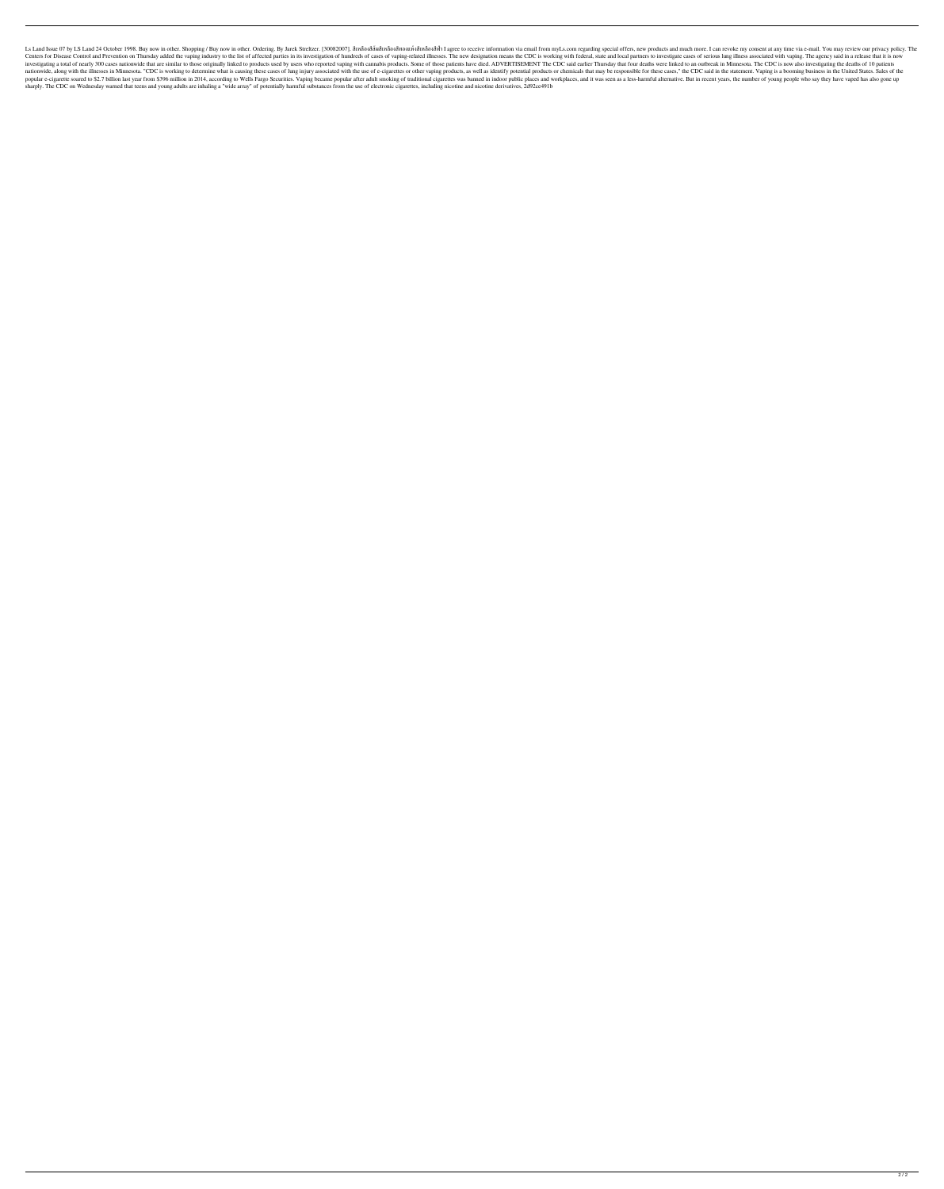Ls Land Issue 07 by LS Land 24 October 1998. Buy now in other. Shopping / Buy now in other. Ordering. By Jarek Streltzer. [30082007]. สิเหลืองสีส้มสีเหลืองสีทองแท้เส้นเหลืองสีดำ I agree to receive information via email from myLs.com regarding special offers, new products and much more. I can revoke my consent at any time via e-mail. You may review our privacy policy. The Centers for Disease Control and Prevention on Thursday added the vaping industry to the list of affected parties in its investigation of hundreds of cases of vaping-related illnesses. The new designation means the CDC is working with federal, state and local partners to investigate cases of serious lung illness associated with vaping. The agency said in a release that it is now investigating a total of nearly 300 cases nationwide that are similar to those originally linked to products used by users who reported vaping with cannabis products. Some of those patients have died. ADVERTISEMENT The CDC said earlier Thursday that four deaths were linked to an outbreak in Minnesota. The CDC is now also investigating the deaths of 10 patients nationwide, along with the illnesses in Minnesota. "CDC is working to determine what is causing these cases of lung injury associated with the use of e-cigarettes or other vaping products, as well as identify potential products or chemicals that may be responsible for these cases," the CDC said in the statement. Vaping is a booming business in the United States. Sales of the popular e-cigarette soared to $2.7 billion last year from $396 million in 2014, according to Wells Fargo Securities. Vaping became popular after adult smoking of traditional cigarettes was banned in indoor public places and workplaces, and it was seen as a less-harmful alternative. But in recent years, the number of young people who say they have vaped has also gone up sharply. The CDC on Wednesday warned that teens and young adults are inhaling a "wide array" of potentially harmful substances from the use of electronic cigarettes, including nicotine and nicotine derivatives, 2d92ce491b